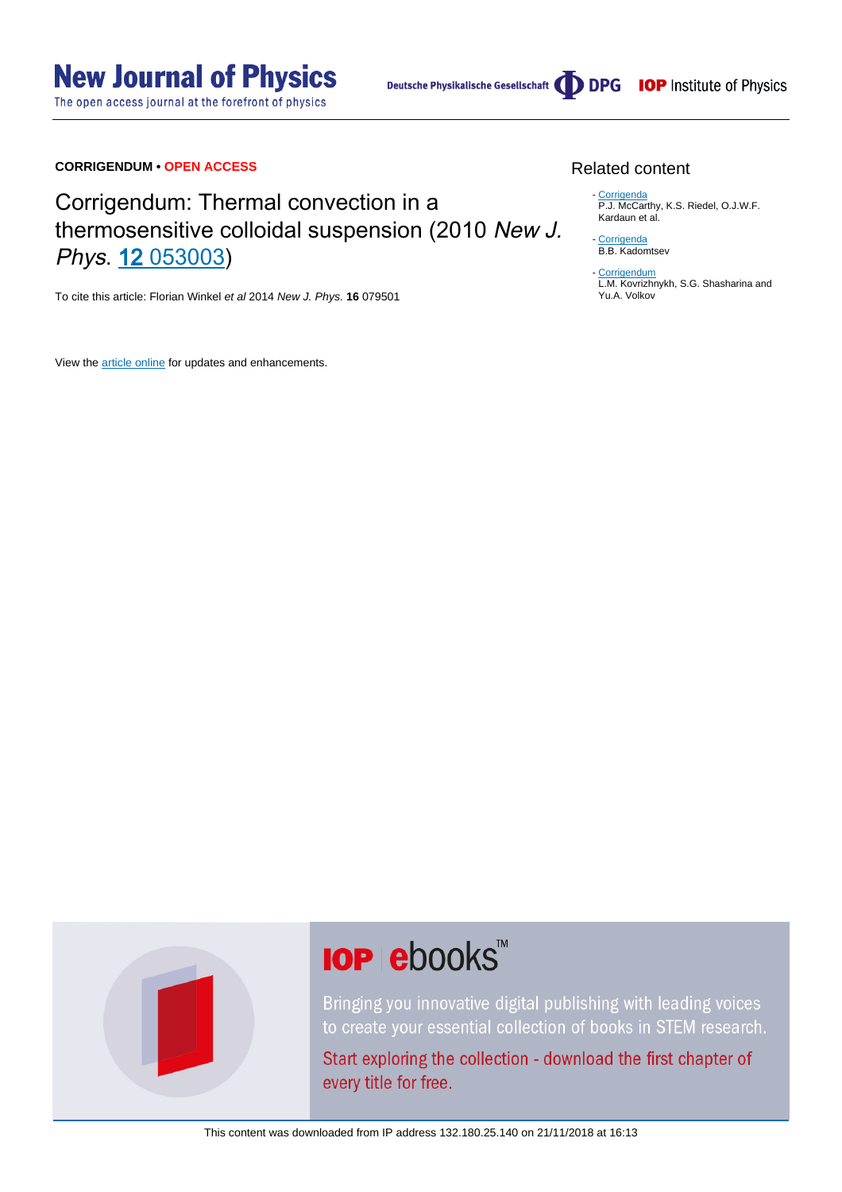**CORRIGENDUM • OPEN ACCESS**

# Corrigendum: Thermal convection in a thermosensitive colloidal suspension (2010 *New J. Phys.* 12 053003)

To cite this article: Florian Winkel *et al* 2014 *New J. Phys.* **16** 079501

View the article online for updates and enhancements.

## Related content

- Corrigenda
  P.J. McCarthy, K.S. Riedel, O.J.W.F. Kardaun et al.

- Corrigenda
  B.B. Kadomtsev

- Corrigendum
  L.M. Kovrizhnykh, S.G. Shasharina and Yu.A. Volkov

This content was downloaded from IP address 132.180.25.140 on 21/11/2018 at 16:13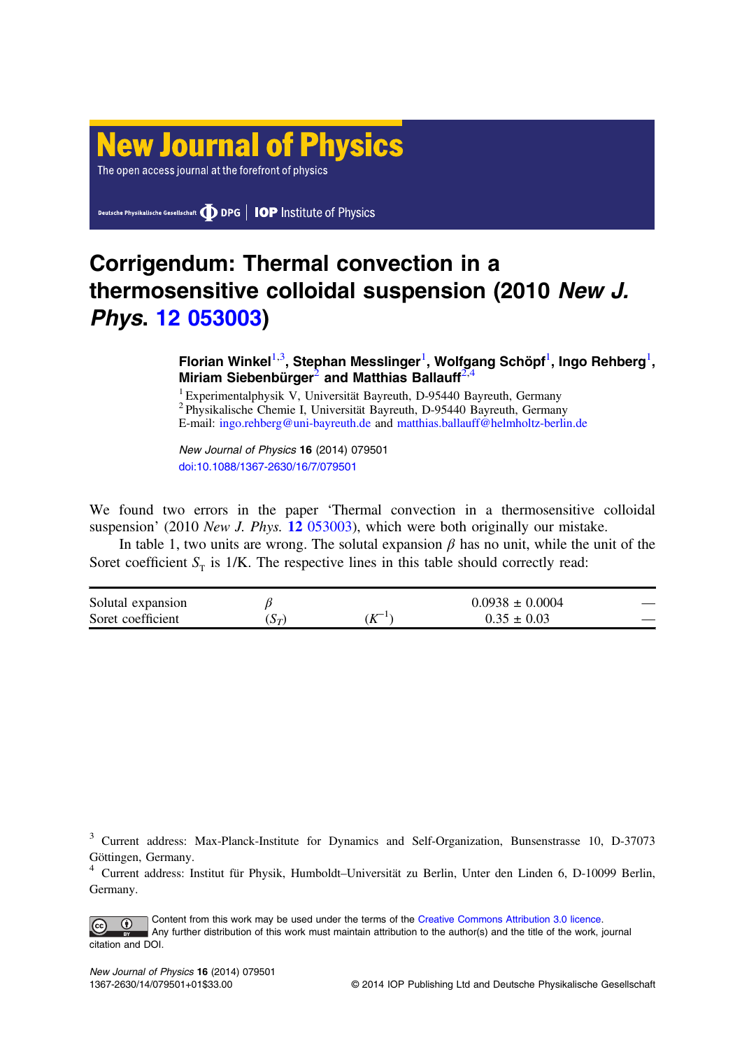# Corrigendum: Thermal convection in a thermosensitive colloidal suspension (2010 *New J. Phys.* 12 053003)

**Florian Winkel**[1,3], **Stephan Messlinger**[1], **Wolfgang Schöpf**[1], **Ingo Rehberg**[1], **Miriam Siebenbürger**[2] **and Matthias Ballauff**[2,4]

[1] Experimentalphysik V, Universität Bayreuth, D-95440 Bayreuth, Germany
[2] Physikalische Chemie I, Universität Bayreuth, D-95440 Bayreuth, Germany
E-mail: ingo.rehberg@uni-bayreuth.de and matthias.ballauff@helmholtz-berlin.de

*New Journal of Physics* **16** (2014) 079501
doi:10.1088/1367-2630/16/7/079501

We found two errors in the paper 'Thermal convection in a thermosensitive colloidal suspension' (2010 *New J. Phys.* **12** 053003), which were both originally our mistake.

In table 1, two units are wrong. The solutal expansion $\beta$ has no unit, while the unit of the Soret coefficient $S_T$ is 1/K. The respective lines in this table should correctly read:

| | | | | |
|---|---|---|---|---|
| Solutal expansion | $\beta$ | | $0.0938 \pm 0.0004$ | — |
| Soret coefficient | $(S_T)$ | $(K^{-1})$ | $0.35 \pm 0.03$ | — |

[3] Current address: Max-Planck-Institute for Dynamics and Self-Organization, Bunsenstrasse 10, D-37073 Göttingen, Germany.

[4] Current address: Institut für Physik, Humboldt–Universität zu Berlin, Unter den Linden 6, D-10099 Berlin, Germany.

Content from this work may be used under the terms of the Creative Commons Attribution 3.0 licence. Any further distribution of this work must maintain attribution to the author(s) and the title of the work, journal citation and DOI.

1367-2630/14/079501+01$33.00 © 2014 IOP Publishing Ltd and Deutsche Physikalische Gesellschaft